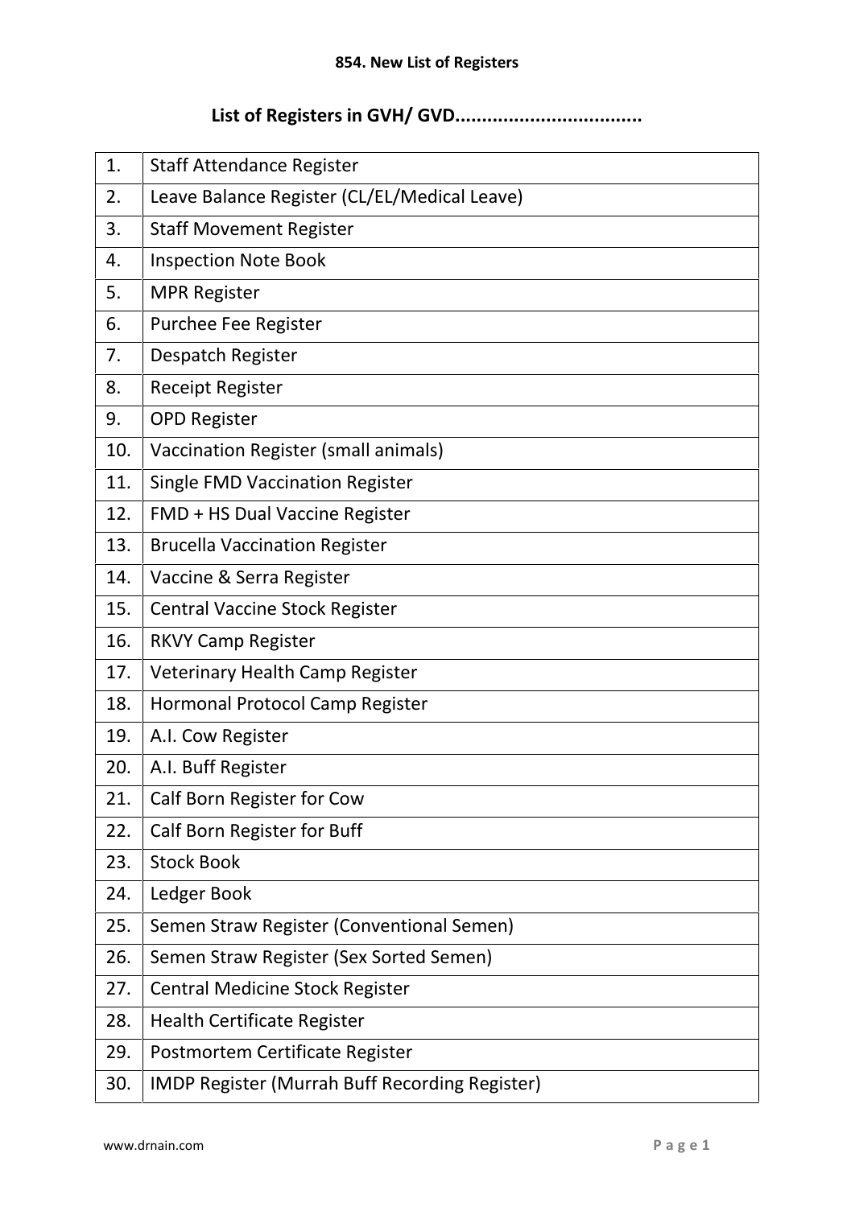**854. New List of Registers**

## List of Registers in GVH/ GVD..................................

| | |
|---|---|
| 1. | Staff Attendance Register |
| 2. | Leave Balance Register (CL/EL/Medical Leave) |
| 3. | Staff Movement Register |
| 4. | Inspection Note Book |
| 5. | MPR Register |
| 6. | Purchee Fee Register |
| 7. | Despatch Register |
| 8. | Receipt Register |
| 9. | OPD Register |
| 10. | Vaccination Register (small animals) |
| 11. | Single FMD Vaccination Register |
| 12. | FMD + HS Dual Vaccine Register |
| 13. | Brucella Vaccination Register |
| 14. | Vaccine & Serra Register |
| 15. | Central Vaccine Stock Register |
| 16. | RKVY Camp Register |
| 17. | Veterinary Health Camp Register |
| 18. | Hormonal Protocol Camp Register |
| 19. | A.I. Cow Register |
| 20. | A.I. Buff Register |
| 21. | Calf Born Register for Cow |
| 22. | Calf Born Register for Buff |
| 23. | Stock Book |
| 24. | Ledger Book |
| 25. | Semen Straw Register (Conventional Semen) |
| 26. | Semen Straw Register (Sex Sorted Semen) |
| 27. | Central Medicine Stock Register |
| 28. | Health Certificate Register |
| 29. | Postmortem Certificate Register |
| 30. | IMDP Register (Murrah Buff Recording Register) |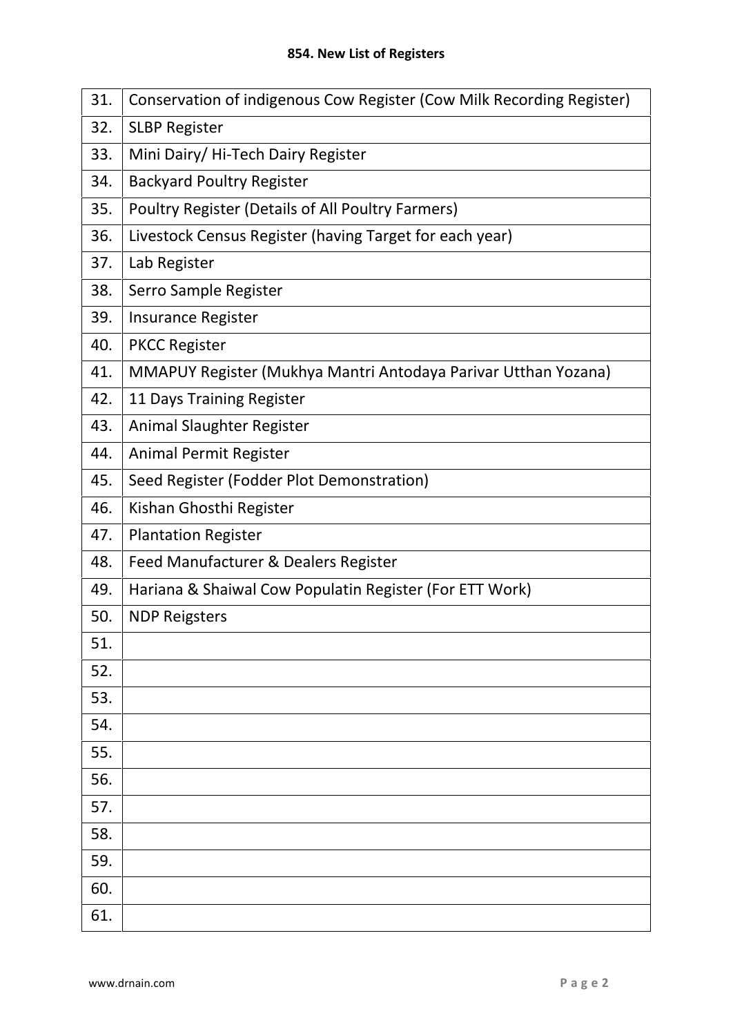**854. New List of Registers**

| | |
|---|---|
| 31. | Conservation of indigenous Cow Register (Cow Milk Recording Register) |
| 32. | SLBP Register |
| 33. | Mini Dairy/ Hi-Tech Dairy Register |
| 34. | Backyard Poultry Register |
| 35. | Poultry Register (Details of All Poultry Farmers) |
| 36. | Livestock Census Register (having Target for each year) |
| 37. | Lab Register |
| 38. | Serro Sample Register |
| 39. | Insurance Register |
| 40. | PKCC Register |
| 41. | MMAPUY Register (Mukhya Mantri Antodaya Parivar Utthan Yozana) |
| 42. | 11 Days Training Register |
| 43. | Animal Slaughter Register |
| 44. | Animal Permit Register |
| 45. | Seed Register (Fodder Plot Demonstration) |
| 46. | Kishan Ghosthi Register |
| 47. | Plantation Register |
| 48. | Feed Manufacturer & Dealers Register |
| 49. | Hariana & Shaiwal Cow Populatin Register (For ETT Work) |
| 50. | NDP Reigsters |
| 51. | |
| 52. | |
| 53. | |
| 54. | |
| 55. | |
| 56. | |
| 57. | |
| 58. | |
| 59. | |
| 60. | |
| 61. | |

www.drnain.com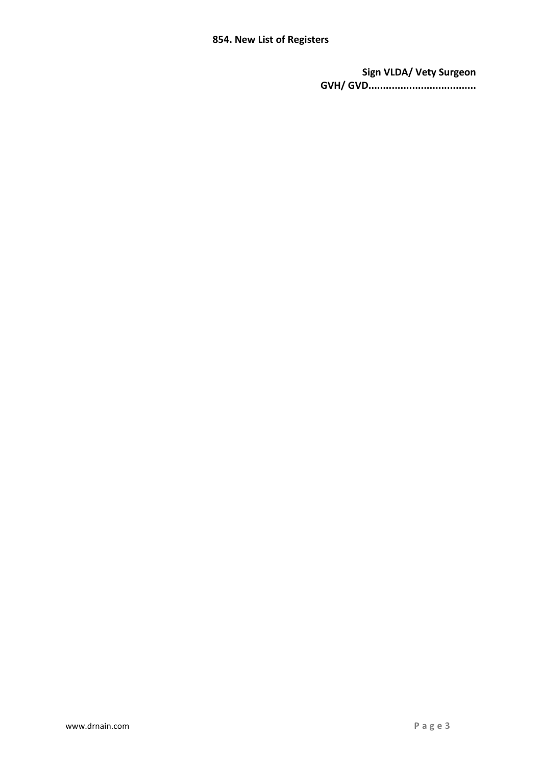**854. New List of Registers**

**Sign VLDA/ Vety Surgeon**
**GVH/ GVD....................................**